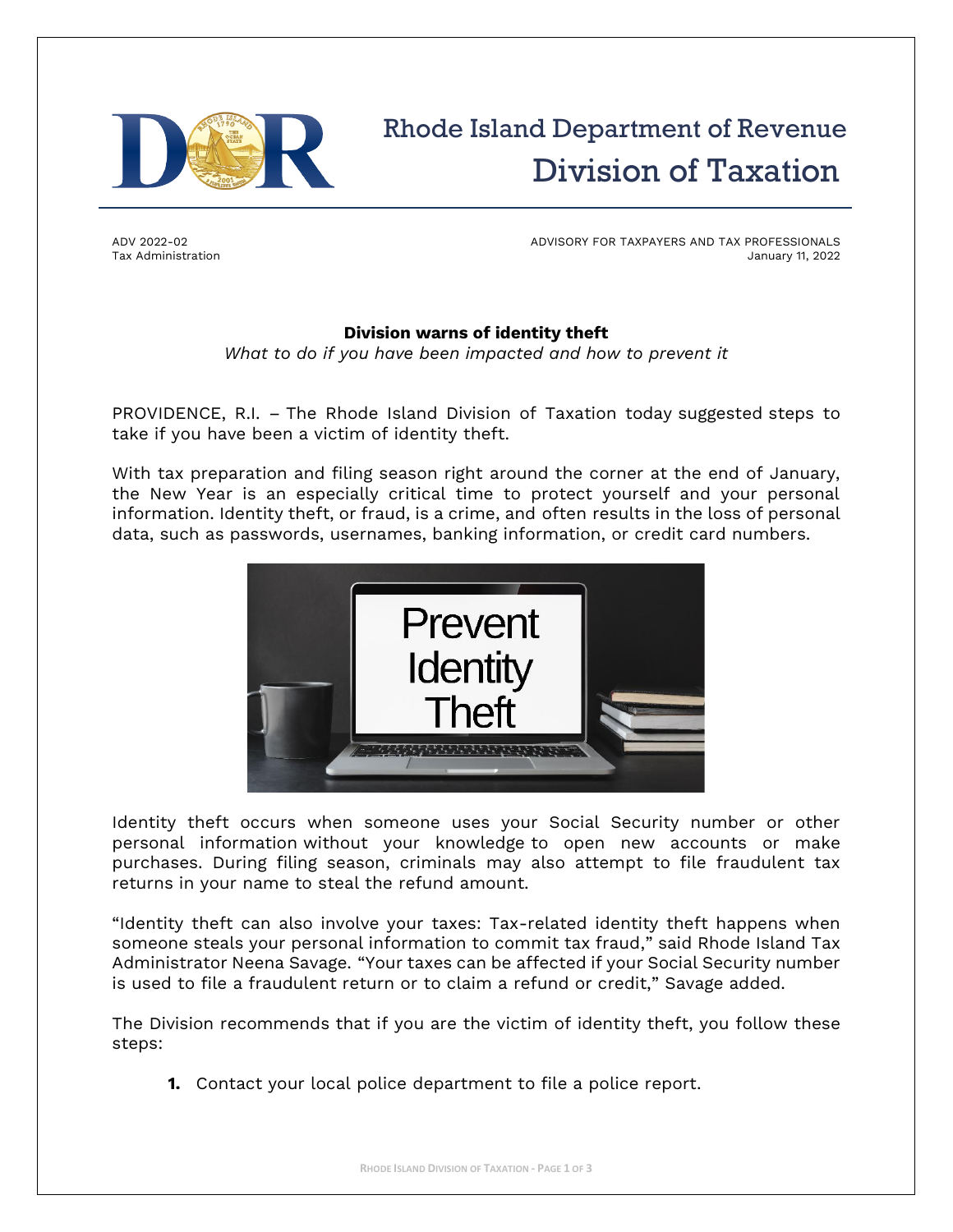# Rhode Island Department of Revenue
## Division of Taxation

ADV 2022-02
Tax Administration

ADVISORY FOR TAXPAYERS AND TAX PROFESSIONALS
January 11, 2022

**Division warns of identity theft**

*What to do if you have been impacted and how to prevent it*

PROVIDENCE, R.I. – The Rhode Island Division of Taxation today suggested steps to take if you have been a victim of identity theft.

With tax preparation and filing season right around the corner at the end of January, the New Year is an especially critical time to protect yourself and your personal information. Identity theft, or fraud, is a crime, and often results in the loss of personal data, such as passwords, usernames, banking information, or credit card numbers.

Identity theft occurs when someone uses your Social Security number or other personal information without your knowledge to open new accounts or make purchases. During filing season, criminals may also attempt to file fraudulent tax returns in your name to steal the refund amount.

"Identity theft can also involve your taxes: Tax-related identity theft happens when someone steals your personal information to commit tax fraud," said Rhode Island Tax Administrator Neena Savage. "Your taxes can be affected if your Social Security number is used to file a fraudulent return or to claim a refund or credit," Savage added.

The Division recommends that if you are the victim of identity theft, you follow these steps:

1. Contact your local police department to file a police report.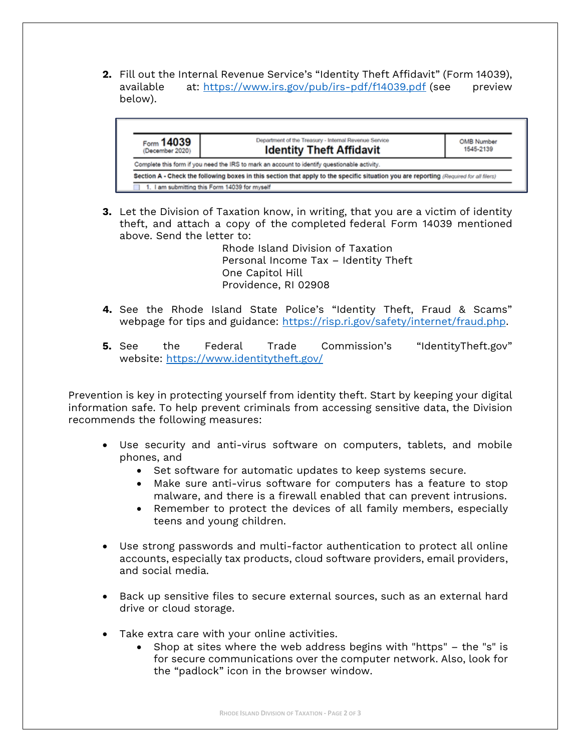2. Fill out the Internal Revenue Service's "Identity Theft Affidavit" (Form 14039), available at: [https://www.irs.gov/pub/irs-pdf/f14039.pdf](https://www.irs.gov/pub/irs-pdf/f14039.pdf) (see preview below).

| Form **14039** (December 2020) | Department of the Treasury - Internal Revenue Service **Identity Theft Affidavit** | OMB Number 1545-2139 |
|---|---|---|
| Complete this form if you need the IRS to mark an account to identify questionable activity. | | |
| **Section A - Check the following boxes in this section that apply to the specific situation you are reporting** *(Required for all filers)* | | |
| ☐ 1. I am submitting this Form 14039 for myself | | |

3. Let the Division of Taxation know, in writing, that you are a victim of identity theft, and attach a copy of the completed federal Form 14039 mentioned above. Send the letter to:

   Rhode Island Division of Taxation
   Personal Income Tax – Identity Theft
   One Capitol Hill
   Providence, RI 02908

4. See the Rhode Island State Police's "Identity Theft, Fraud & Scams" webpage for tips and guidance: [https://risp.ri.gov/safety/internet/fraud.php](https://risp.ri.gov/safety/internet/fraud.php).

5. See the Federal Trade Commission's "IdentityTheft.gov" website: [https://www.identitytheft.gov/](https://www.identitytheft.gov/)

Prevention is key in protecting yourself from identity theft. Start by keeping your digital information safe. To help prevent criminals from accessing sensitive data, the Division recommends the following measures:

- Use security and anti-virus software on computers, tablets, and mobile phones, and
  - Set software for automatic updates to keep systems secure.
  - Make sure anti-virus software for computers has a feature to stop malware, and there is a firewall enabled that can prevent intrusions.
  - Remember to protect the devices of all family members, especially teens and young children.

- Use strong passwords and multi-factor authentication to protect all online accounts, especially tax products, cloud software providers, email providers, and social media.

- Back up sensitive files to secure external sources, such as an external hard drive or cloud storage.

- Take extra care with your online activities.
  - Shop at sites where the web address begins with "https" – the "s" is for secure communications over the computer network. Also, look for the "padlock" icon in the browser window.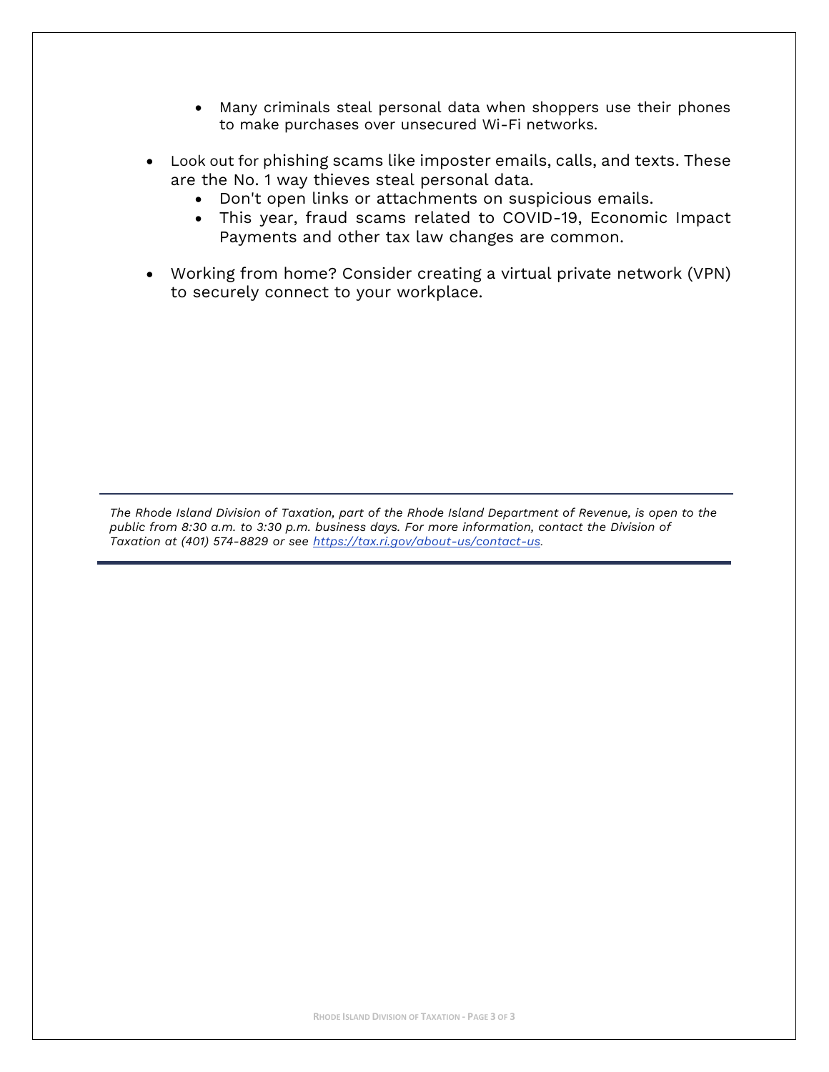- Many criminals steal personal data when shoppers use their phones to make purchases over unsecured Wi-Fi networks.

- Look out for phishing scams like imposter emails, calls, and texts. These are the No. 1 way thieves steal personal data.
  - Don't open links or attachments on suspicious emails.
  - This year, fraud scams related to COVID-19, Economic Impact Payments and other tax law changes are common.

- Working from home? Consider creating a virtual private network (VPN) to securely connect to your workplace.

---

*The Rhode Island Division of Taxation, part of the Rhode Island Department of Revenue, is open to the public from 8:30 a.m. to 3:30 p.m. business days. For more information, contact the Division of Taxation at (401) 574-8829 or see [https://tax.ri.gov/about-us/contact-us](https://tax.ri.gov/about-us/contact-us).*